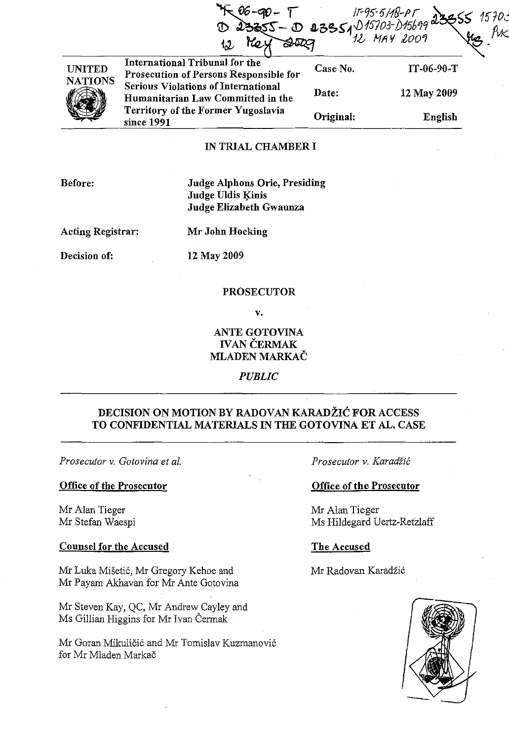IT-06-90-T
D 23355 - D 23351
12 May 2009

IT-95-5/18-PT
D15703-D15699
12 MAY 2009

23355 15703
MS. PvK

| UNITED NATIONS | International Tribunal for the Prosecution of Persons Responsible for Serious Violations of International Humanitarian Law Committed in the Territory of the Former Yugoslavia since 1991 | Case No. | IT-06-90-T |
|---|---|---|---|
| | | Date: | 12 May 2009 |
| | | Original: | English |

## IN TRIAL CHAMBER I

**Before:** **Judge Alphons Orie, Presiding**
**Judge Uldis Ķinis**
**Judge Elizabeth Gwaunza**

**Acting Registrar:** **Mr John Hocking**

**Decision of:** **12 May 2009**

**PROSECUTOR**

**v.**

**ANTE GOTOVINA**
**IVAN ČERMAK**
**MLADEN MARKAČ**

***PUBLIC***

## DECISION ON MOTION BY RADOVAN KARADŽIĆ FOR ACCESS TO CONFIDENTIAL MATERIALS IN THE GOTOVINA ET AL. CASE

*Prosecutor v. Gotovina et al.*

**Office of the Prosecutor**

Mr Alan Tieger
Mr Stefan Waespi

**Counsel for the Accused**

Mr Luka Mišetić, Mr Gregory Kehoe and Mr Payam Akhavan for Mr Ante Gotovina

Mr Steven Kay, QC, Mr Andrew Cayley and Ms Gillian Higgins for Mr Ivan Čermak

Mr Goran Mikuličić and Mr Tomislav Kuzmanović for Mr Mladen Markač

*Prosecutor v. Karadžić*

**Office of the Prosecutor**

Mr Alan Tieger
Ms Hildegard Uertz-Retzlaff

**The Accused**

Mr Radovan Karadžić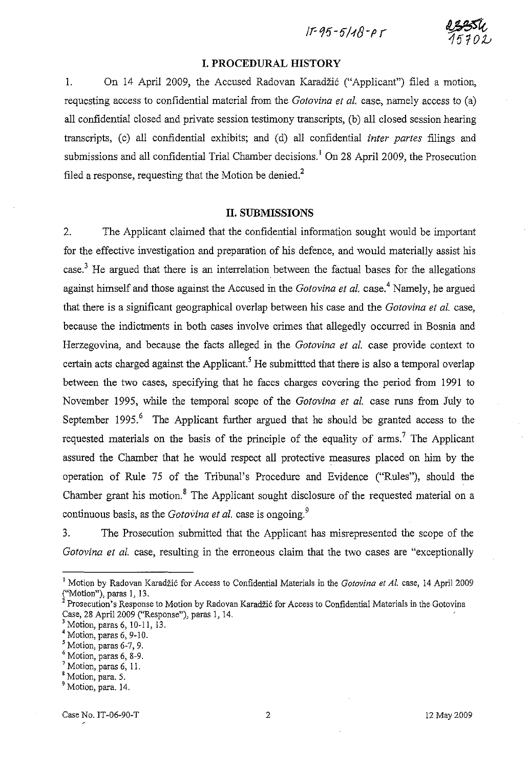## I. PROCEDURAL HISTORY

1. On 14 April 2009, the Accused Radovan Karadžić ("Applicant") filed a motion, requesting access to confidential material from the *Gotovina et al.* case, namely access to (a) all confidential closed and private session testimony transcripts, (b) all closed session hearing transcripts, (c) all confidential exhibits; and (d) all confidential *inter partes* filings and submissions and all confidential Trial Chamber decisions.[1] On 28 April 2009, the Prosecution filed a response, requesting that the Motion be denied.[2]

## II. SUBMISSIONS

2. The Applicant claimed that the confidential information sought would be important for the effective investigation and preparation of his defence, and would materially assist his case.[3] He argued that there is an interrelation between the factual bases for the allegations against himself and those against the Accused in the *Gotovina et al.* case.[4] Namely, he argued that there is a significant geographical overlap between his case and the *Gotovina et al.* case, because the indictments in both cases involve crimes that allegedly occurred in Bosnia and Herzegovina, and because the facts alleged in the *Gotovina et al.* case provide context to certain acts charged against the Applicant.[5] He submittted that there is also a temporal overlap between the two cases, specifying that he faces charges covering the period from 1991 to November 1995, while the temporal scope of the *Gotovina et al.* case runs from July to September 1995.[6] The Applicant further argued that he should be granted access to the requested materials on the basis of the principle of the equality of arms.[7] The Applicant assured the Chamber that he would respect all protective measures placed on him by the operation of Rule 75 of the Tribunal's Procedure and Evidence ("Rules"), should the Chamber grant his motion.[8] The Applicant sought disclosure of the requested material on a continuous basis, as the *Gotovina et al.* case is ongoing.[9]

3. The Prosecution submitted that the Applicant has misrepresented the scope of the *Gotovina et al.* case, resulting in the erroneous claim that the two cases are "exceptionally

---

[1] Motion by Radovan Karadžić for Access to Confidential Materials in the *Gotovina et Al.* case, 14 April 2009 ("Motion"), paras 1, 13.

[2] Prosecution's Response to Motion by Radovan Karadžić for Access to Confidential Materials in the Gotovina Case, 28 April 2009 ("Response"), paras 1, 14.

[3] Motion, paras 6, 10-11, 13.

[4] Motion, paras 6, 9-10.

[5] Motion, paras 6-7, 9.

[6] Motion, paras 6, 8-9.

[7] Motion, paras 6, 11.

[8] Motion, para. 5.

[9] Motion, para. 14.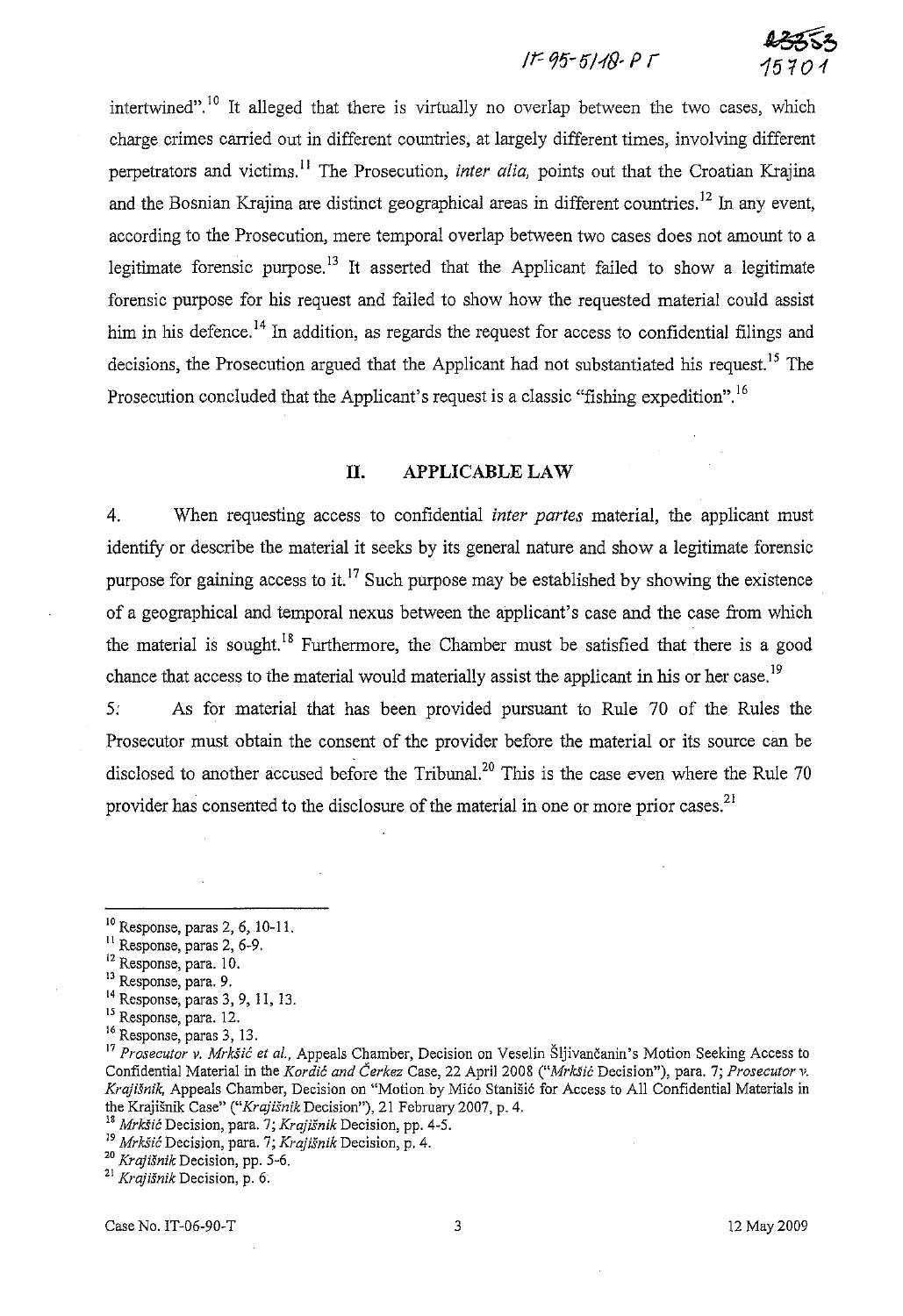intertwined".[10] It alleged that there is virtually no overlap between the two cases, which charge crimes carried out in different countries, at largely different times, involving different perpetrators and victims.[11] The Prosecution, *inter alia,* points out that the Croatian Krajina and the Bosnian Krajina are distinct geographical areas in different countries.[12] In any event, according to the Prosecution, mere temporal overlap between two cases does not amount to a legitimate forensic purpose.[13] It asserted that the Applicant failed to show a legitimate forensic purpose for his request and failed to show how the requested material could assist him in his defence.[14] In addition, as regards the request for access to confidential filings and decisions, the Prosecution argued that the Applicant had not substantiated his request.[15] The Prosecution concluded that the Applicant's request is a classic "fishing expedition".[16]

## II. APPLICABLE LAW

4. When requesting access to confidential *inter partes* material, the applicant must identify or describe the material it seeks by its general nature and show a legitimate forensic purpose for gaining access to it.[17] Such purpose may be established by showing the existence of a geographical and temporal nexus between the applicant's case and the case from which the material is sought.[18] Furthermore, the Chamber must be satisfied that there is a good chance that access to the material would materially assist the applicant in his or her case.[19]

5. As for material that has been provided pursuant to Rule 70 of the Rules the Prosecutor must obtain the consent of the provider before the material or its source can be disclosed to another accused before the Tribunal.[20] This is the case even where the Rule 70 provider has consented to the disclosure of the material in one or more prior cases.[21]

---

[10] Response, paras 2, 6, 10-11.

[11] Response, paras 2, 6-9.

[12] Response, para. 10.

[13] Response, para. 9.

[14] Response, paras 3, 9, 11, 13.

[15] Response, para. 12.

[16] Response, paras 3, 13.

[17] *Prosecutor v. Mrkšić et al.,* Appeals Chamber, Decision on Veselin Šljivančanin's Motion Seeking Access to Confidential Material in the *Kordić and Čerkez* Case, 22 April 2008 ("*Mrkšić* Decision"), para. 7; *Prosecutor v. Krajišnik,* Appeals Chamber, Decision on "Motion by Mićo Stanišić for Access to All Confidential Materials in the Krajišnik Case" ("*Krajišnik* Decision"), 21 February 2007, p. 4.

[18] *Mrkšić* Decision, para. 7; *Krajišnik* Decision, pp. 4-5.

[19] *Mrkšić* Decision, para. 7; *Krajišnik* Decision, p. 4.

[20] *Krajišnik* Decision, pp. 5-6.

[21] *Krajišnik* Decision, p. 6.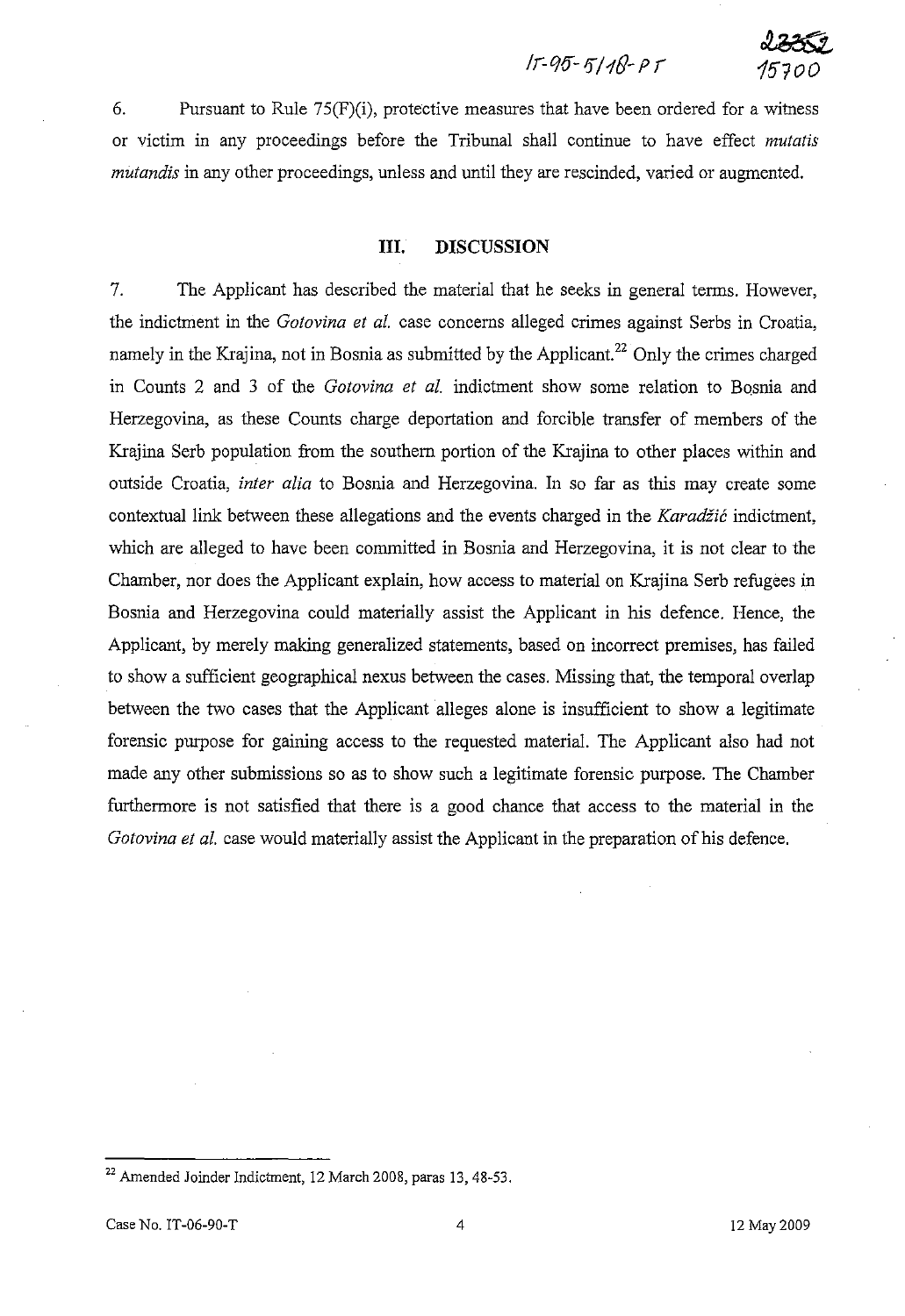6. Pursuant to Rule 75(F)(i), protective measures that have been ordered for a witness or victim in any proceedings before the Tribunal shall continue to have effect *mutatis mutandis* in any other proceedings, unless and until they are rescinded, varied or augmented.

## III. DISCUSSION

7. The Applicant has described the material that he seeks in general terms. However, the indictment in the *Gotovina et al.* case concerns alleged crimes against Serbs in Croatia, namely in the Krajina, not in Bosnia as submitted by the Applicant.[22] Only the crimes charged in Counts 2 and 3 of the *Gotovina et al.* indictment show some relation to Bosnia and Herzegovina, as these Counts charge deportation and forcible transfer of members of the Krajina Serb population from the southern portion of the Krajina to other places within and outside Croatia, *inter alia* to Bosnia and Herzegovina. In so far as this may create some contextual link between these allegations and the events charged in the *Karadžić* indictment, which are alleged to have been committed in Bosnia and Herzegovina, it is not clear to the Chamber, nor does the Applicant explain, how access to material on Krajina Serb refugees in Bosnia and Herzegovina could materially assist the Applicant in his defence. Hence, the Applicant, by merely making generalized statements, based on incorrect premises, has failed to show a sufficient geographical nexus between the cases. Missing that, the temporal overlap between the two cases that the Applicant alleges alone is insufficient to show a legitimate forensic purpose for gaining access to the requested material. The Applicant also had not made any other submissions so as to show such a legitimate forensic purpose. The Chamber furthermore is not satisfied that there is a good chance that access to the material in the *Gotovina et al.* case would materially assist the Applicant in the preparation of his defence.

---

[22] Amended Joinder Indictment, 12 March 2008, paras 13, 48-53.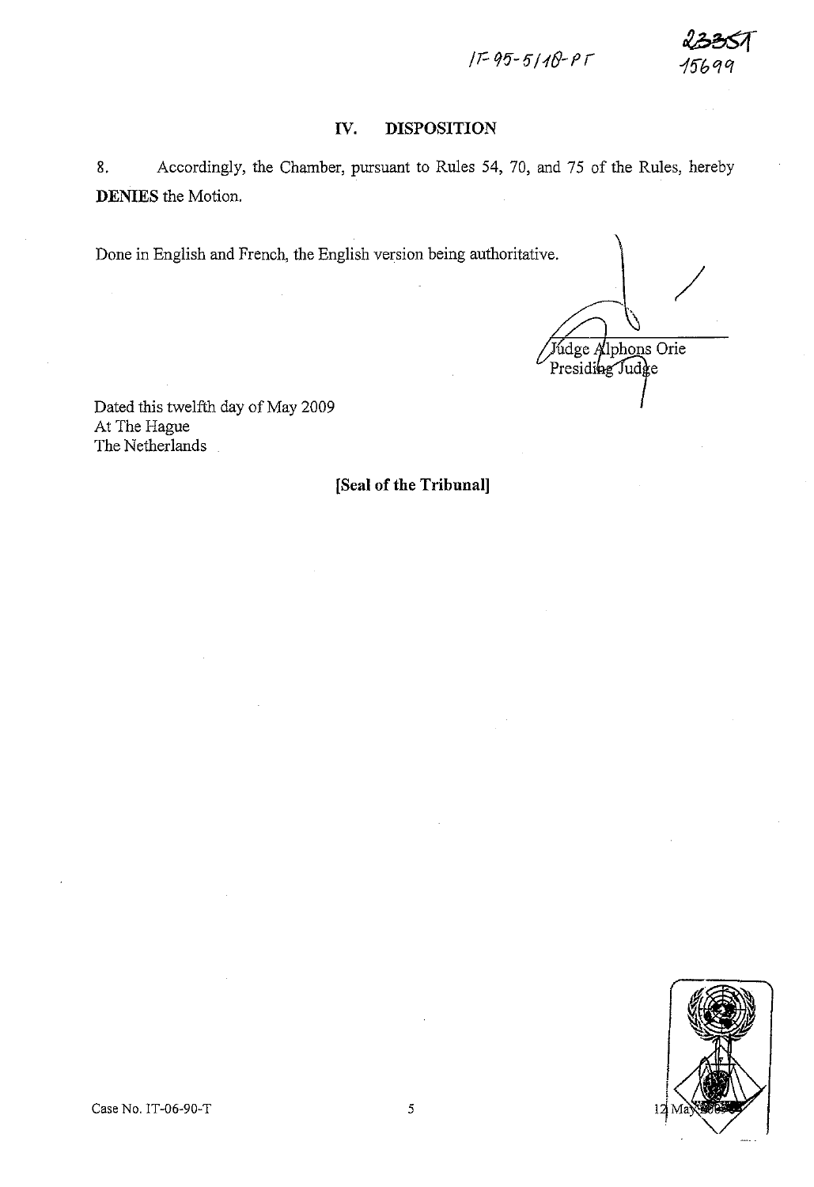IT-95-5/18-PT

23351
15699

## IV. DISPOSITION

8. Accordingly, the Chamber, pursuant to Rules 54, 70, and 75 of the Rules, hereby **DENIES** the Motion.

Done in English and French, the English version being authoritative.

Judge Alphons Orie
Presiding Judge

Dated this twelfth day of May 2009
At The Hague
The Netherlands

**[Seal of the Tribunal]**

Case No. IT-06-90-T

12 May 2009